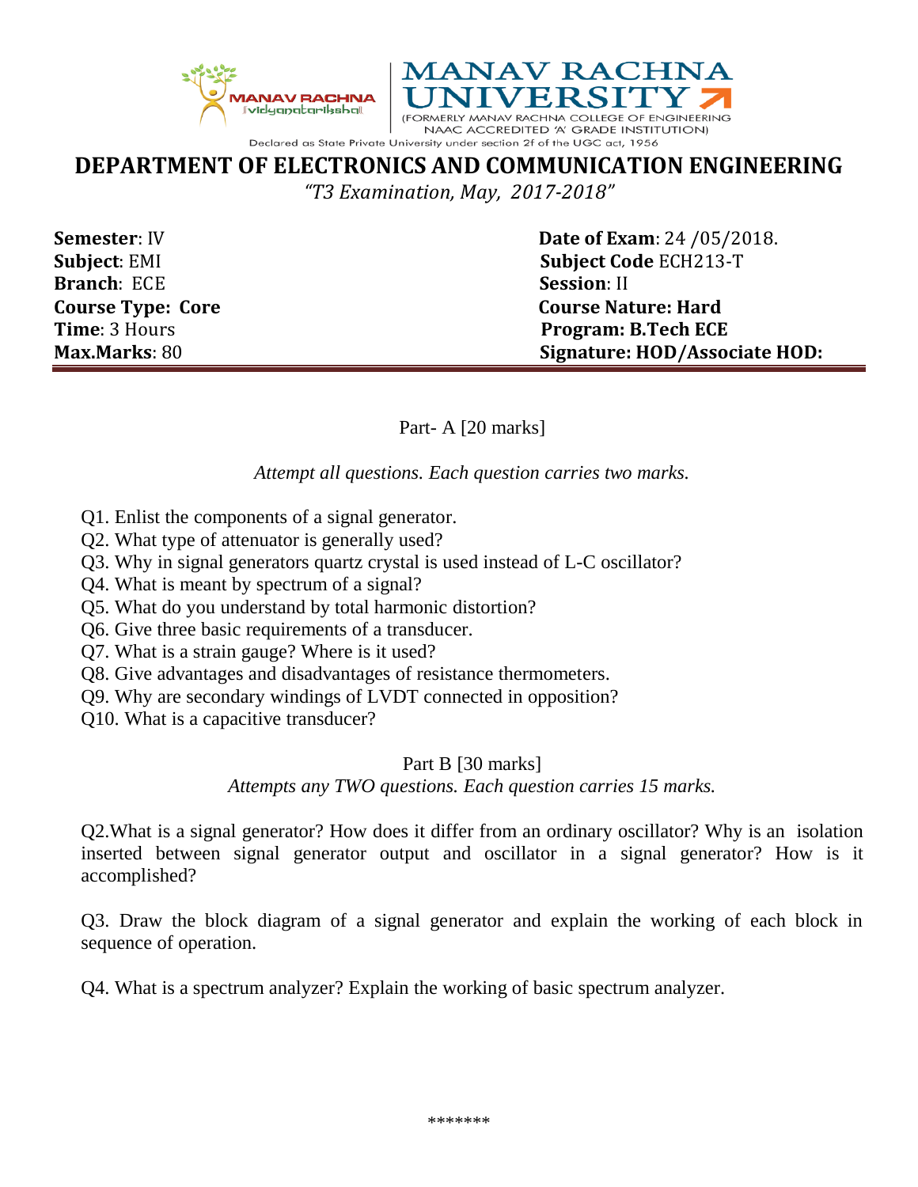MANAV RACHNA UNIVERSITY

(FORMERLY MANAV RACHNA COLLEGE OF ENGINEERING NAAC ACCREDITED 'A' GRADE INSTITUTION)

Declared as State Private University under section 2f of the UGC act, 1956

# DEPARTMENT OF ELECTRONICS AND COMMUNICATION ENGINEERING

*"T3 Examination, May, 2017-2018"*

**Semester**: IV  
**Subject**: EMI  
**Branch**: ECE  
**Course Type: Core**  
**Time**: 3 Hours  
**Max.Marks**: 80

**Date of Exam**: 24 /05/2018.  
**Subject Code** ECH213-T  
**Session**: II  
**Course Nature: Hard**  
**Program: B.Tech ECE**  
**Signature: HOD/Associate HOD:**

## Part- A [20 marks]

*Attempt all questions. Each question carries two marks.*

Q1. Enlist the components of a signal generator.  
Q2. What type of attenuator is generally used?  
Q3. Why in signal generators quartz crystal is used instead of L-C oscillator?  
Q4. What is meant by spectrum of a signal?  
Q5. What do you understand by total harmonic distortion?  
Q6. Give three basic requirements of a transducer.  
Q7. What is a strain gauge? Where is it used?  
Q8. Give advantages and disadvantages of resistance thermometers.  
Q9. Why are secondary windings of LVDT connected in opposition?  
Q10. What is a capacitive transducer?

## Part B [30 marks]

*Attempts any TWO questions. Each question carries 15 marks.*

Q2.What is a signal generator? How does it differ from an ordinary oscillator? Why is an isolation inserted between signal generator output and oscillator in a signal generator? How is it accomplished?

Q3. Draw the block diagram of a signal generator and explain the working of each block in sequence of operation.

Q4. What is a spectrum analyzer? Explain the working of basic spectrum analyzer.

*******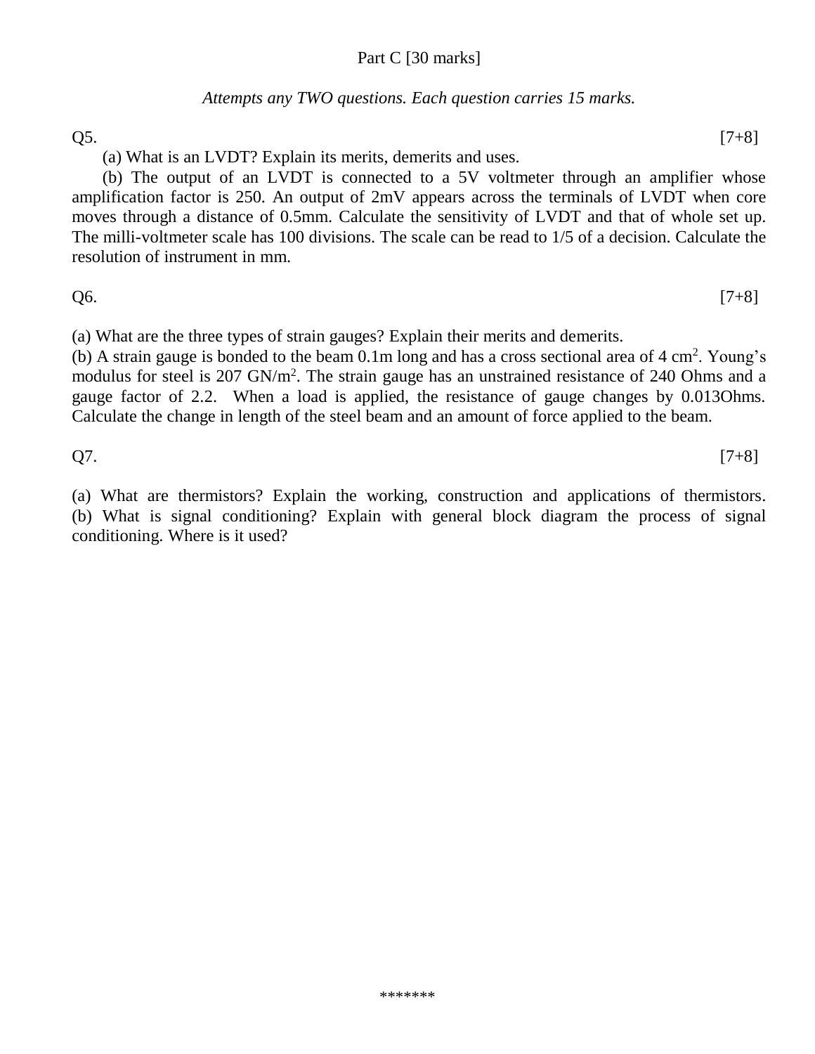Part C [30 marks]

*Attempts any TWO questions. Each question carries 15 marks.*

Q5. [7+8]

(a) What is an LVDT? Explain its merits, demerits and uses.

(b) The output of an LVDT is connected to a 5V voltmeter through an amplifier whose amplification factor is 250. An output of 2mV appears across the terminals of LVDT when core moves through a distance of 0.5mm. Calculate the sensitivity of LVDT and that of whole set up. The milli-voltmeter scale has 100 divisions. The scale can be read to 1/5 of a decision. Calculate the resolution of instrument in mm.

Q6. [7+8]

(a) What are the three types of strain gauges? Explain their merits and demerits.

(b) A strain gauge is bonded to the beam 0.1m long and has a cross sectional area of 4 $cm^2$. Young's modulus for steel is 207 $GN/m^2$. The strain gauge has an unstrained resistance of 240 Ohms and a gauge factor of 2.2. When a load is applied, the resistance of gauge changes by 0.013Ohms. Calculate the change in length of the steel beam and an amount of force applied to the beam.

Q7. [7+8]

(a) What are thermistors? Explain the working, construction and applications of thermistors.

(b) What is signal conditioning? Explain with general block diagram the process of signal conditioning. Where is it used?

*******